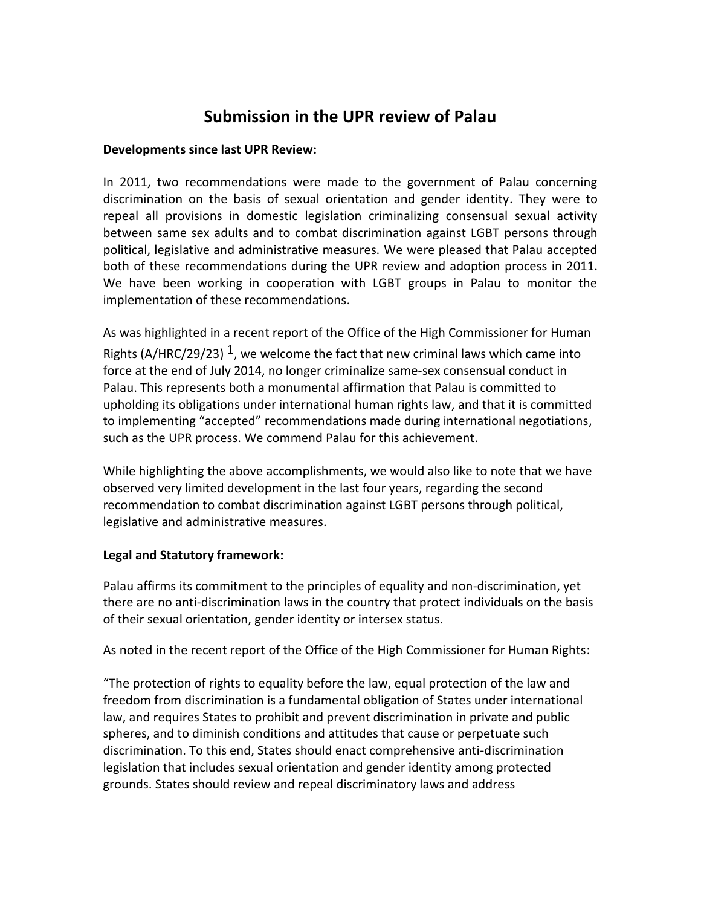# Submission in the UPR review of Palau

**Developments since last UPR Review:**

In 2011, two recommendations were made to the government of Palau concerning discrimination on the basis of sexual orientation and gender identity. They were to repeal all provisions in domestic legislation criminalizing consensual sexual activity between same sex adults and to combat discrimination against LGBT persons through political, legislative and administrative measures. We were pleased that Palau accepted both of these recommendations during the UPR review and adoption process in 2011. We have been working in cooperation with LGBT groups in Palau to monitor the implementation of these recommendations.

As was highlighted in a recent report of the Office of the High Commissioner for Human Rights (A/HRC/29/23) [1], we welcome the fact that new criminal laws which came into force at the end of July 2014, no longer criminalize same-sex consensual conduct in Palau. This represents both a monumental affirmation that Palau is committed to upholding its obligations under international human rights law, and that it is committed to implementing "accepted" recommendations made during international negotiations, such as the UPR process. We commend Palau for this achievement.

While highlighting the above accomplishments, we would also like to note that we have observed very limited development in the last four years, regarding the second recommendation to combat discrimination against LGBT persons through political, legislative and administrative measures.

**Legal and Statutory framework:**

Palau affirms its commitment to the principles of equality and non-discrimination, yet there are no anti-discrimination laws in the country that protect individuals on the basis of their sexual orientation, gender identity or intersex status.

As noted in the recent report of the Office of the High Commissioner for Human Rights:

"The protection of rights to equality before the law, equal protection of the law and freedom from discrimination is a fundamental obligation of States under international law, and requires States to prohibit and prevent discrimination in private and public spheres, and to diminish conditions and attitudes that cause or perpetuate such discrimination. To this end, States should enact comprehensive anti-discrimination legislation that includes sexual orientation and gender identity among protected grounds. States should review and repeal discriminatory laws and address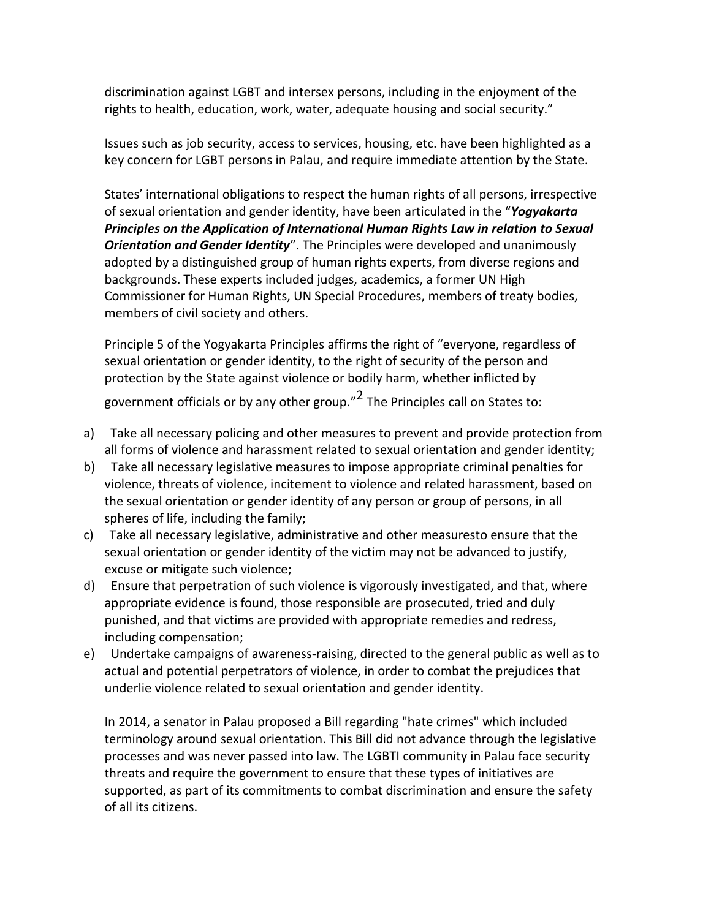discrimination against LGBT and intersex persons, including in the enjoyment of the rights to health, education, work, water, adequate housing and social security."

Issues such as job security, access to services, housing, etc. have been highlighted as a key concern for LGBT persons in Palau, and require immediate attention by the State.

States' international obligations to respect the human rights of all persons, irrespective of sexual orientation and gender identity, have been articulated in the "***Yogyakarta Principles on the Application of International Human Rights Law in relation to Sexual Orientation and Gender Identity***". The Principles were developed and unanimously adopted by a distinguished group of human rights experts, from diverse regions and backgrounds. These experts included judges, academics, a former UN High Commissioner for Human Rights, UN Special Procedures, members of treaty bodies, members of civil society and others.

Principle 5 of the Yogyakarta Principles affirms the right of "everyone, regardless of sexual orientation or gender identity, to the right of security of the person and protection by the State against violence or bodily harm, whether inflicted by government officials or by any other group."[2] The Principles call on States to:

a) Take all necessary policing and other measures to prevent and provide protection from all forms of violence and harassment related to sexual orientation and gender identity;
b) Take all necessary legislative measures to impose appropriate criminal penalties for violence, threats of violence, incitement to violence and related harassment, based on the sexual orientation or gender identity of any person or group of persons, in all spheres of life, including the family;
c) Take all necessary legislative, administrative and other measuresto ensure that the sexual orientation or gender identity of the victim may not be advanced to justify, excuse or mitigate such violence;
d) Ensure that perpetration of such violence is vigorously investigated, and that, where appropriate evidence is found, those responsible are prosecuted, tried and duly punished, and that victims are provided with appropriate remedies and redress, including compensation;
e) Undertake campaigns of awareness-raising, directed to the general public as well as to actual and potential perpetrators of violence, in order to combat the prejudices that underlie violence related to sexual orientation and gender identity.

In 2014, a senator in Palau proposed a Bill regarding "hate crimes" which included terminology around sexual orientation. This Bill did not advance through the legislative processes and was never passed into law. The LGBTI community in Palau face security threats and require the government to ensure that these types of initiatives are supported, as part of its commitments to combat discrimination and ensure the safety of all its citizens.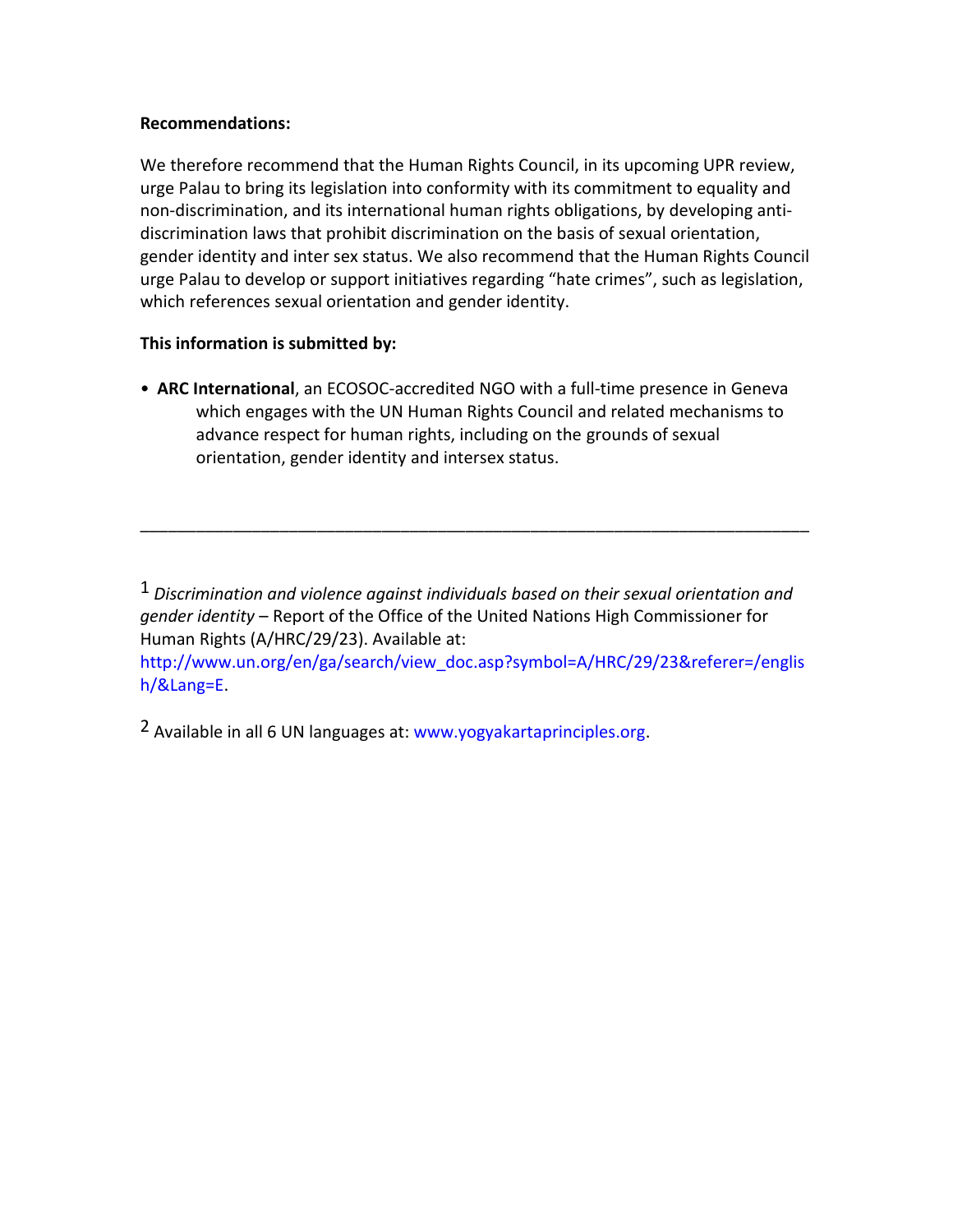**Recommendations:**

We therefore recommend that the Human Rights Council, in its upcoming UPR review, urge Palau to bring its legislation into conformity with its commitment to equality and non-discrimination, and its international human rights obligations, by developing anti-discrimination laws that prohibit discrimination on the basis of sexual orientation, gender identity and inter sex status. We also recommend that the Human Rights Council urge Palau to develop or support initiatives regarding "hate crimes", such as legislation, which references sexual orientation and gender identity.

**This information is submitted by:**

- **ARC International**, an ECOSOC-accredited NGO with a full-time presence in Geneva which engages with the UN Human Rights Council and related mechanisms to advance respect for human rights, including on the grounds of sexual orientation, gender identity and intersex status.

---

[1] *Discrimination and violence against individuals based on their sexual orientation and gender identity* – Report of the Office of the United Nations High Commissioner for Human Rights (A/HRC/29/23). Available at: http://www.un.org/en/ga/search/view_doc.asp?symbol=A/HRC/29/23&referer=/english/&Lang=E.

[2] Available in all 6 UN languages at: www.yogyakartaprinciples.org.